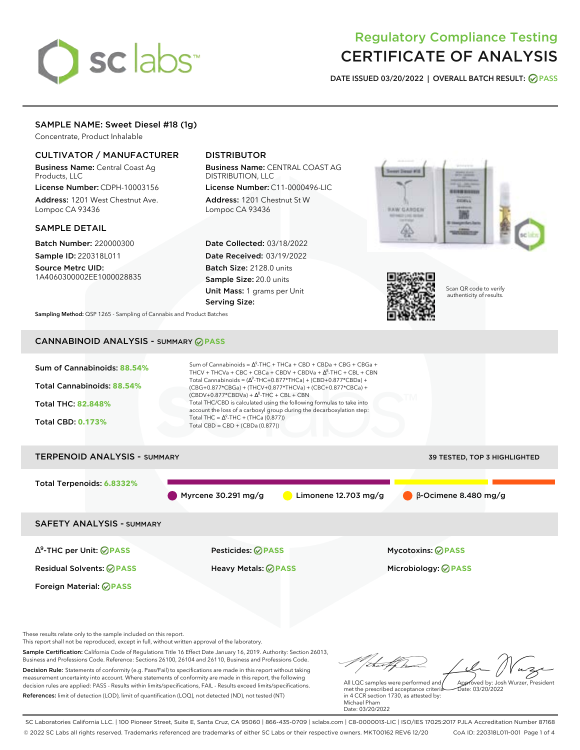# Regulatory Compliance Testing
# CERTIFICATE OF ANALYSIS

**DATE ISSUED 03/20/2022 | OVERALL BATCH RESULT: PASS**

## SAMPLE NAME: Sweet Diesel #18 (1g)

Concentrate, Product Inhalable

### CULTIVATOR / MANUFACTURER

**Business Name:** Central Coast Ag Products, LLC

**License Number:** CDPH-10003156

**Address:** 1201 West Chestnut Ave. Lompoc CA 93436

### DISTRIBUTOR

**Business Name:** CENTRAL COAST AG DISTRIBUTION, LLC

**License Number:** C11-0000496-LIC

**Address:** 1201 Chestnut St W Lompoc CA 93436

### SAMPLE DETAIL

**Batch Number:** 220000300

**Sample ID:** 220318L011

**Source Metrc UID:** 1A4060300002EE1000028835

**Date Collected:** 03/18/2022

**Date Received:** 03/19/2022

**Batch Size:** 2128.0 units

**Sample Size:** 20.0 units

**Unit Mass:** 1 grams per Unit

**Serving Size:**

Scan QR code to verify authenticity of results.

**Sampling Method:** QSP 1265 - Sampling of Cannabis and Product Batches

## CANNABINOID ANALYSIS - SUMMARY PASS

**Sum of Cannabinoids:** 88.54%

**Total Cannabinoids:** 88.54%

**Total THC:** 82.848%

**Total CBD:** 0.173%

Sum of Cannabinoids = $\Delta^9$-THC + THCa + CBD + CBDa + CBG + CBGa + THCV + THCVa + CBC + CBCa + CBDV + CBDVa + $\Delta^8$-THC + CBL + CBN

Total Cannabinoids = ($\Delta^9$-THC+0.877\*THCa) + (CBD+0.877\*CBDa) + (CBG+0.877\*CBGa) + (THCV+0.877\*THCVa) + (CBC+0.877\*CBCa) + (CBDV+0.877\*CBDVa) + $\Delta^8$-THC + CBL + CBN

Total THC/CBD is calculated using the following formulas to take into account the loss of a carboxyl group during the decarboxylation step:

Total THC = $\Delta^9$-THC + (THCa (0.877))

Total CBD = CBD + (CBDa (0.877))

## TERPENOID ANALYSIS - SUMMARY

39 TESTED, TOP 3 HIGHLIGHTED

**Total Terpenoids:** 6.8332%

Myrcene 30.291 mg/g | Limonene 12.703 mg/g | β-Ocimene 8.480 mg/g

## SAFETY ANALYSIS - SUMMARY

| | | |
|---|---|---|
| $\Delta^9$-THC per Unit: PASS | Pesticides: PASS | Mycotoxins: PASS |
| Residual Solvents: PASS | Heavy Metals: PASS | Microbiology: PASS |
| Foreign Material: PASS | | |

These results relate only to the sample included on this report.
This report shall not be reproduced, except in full, without written approval of the laboratory.

**Sample Certification:** California Code of Regulations Title 16 Effect Date January 16, 2019. Authority: Section 26013, Business and Professions Code. Reference: Sections 26100, 26104 and 26110, Business and Professions Code.

**Decision Rule:** Statements of conformity (e.g. Pass/Fail) to specifications are made in this report without taking measurement uncertainty into account. Where statements of conformity are made in this report, the following decision rules are applied: PASS - Results within limits/specifications, FAIL - Results exceed limits/specifications.

**References:** limit of detection (LOD), limit of quantification (LOQ), not detected (ND), not tested (NT)

All LQC samples were performed and met the prescribed acceptance criteria in 4 CCR section 1730, as attested by: Michael Pham
Date: 03/20/2022

Approved by: Josh Wurzer, President
Date: 03/20/2022

SC Laboratories California LLC. | 100 Pioneer Street, Suite E, Santa Cruz, CA 95060 | 866-435-0709 | sclabs.com | C8-0000013-LIC | ISO/IES 17025:2017 PJLA Accreditation Number 87168
© 2022 SC Labs all rights reserved. Trademarks referenced are trademarks of either SC Labs or their respective owners. MKT00162 REV6 12/20 CoA ID: 220318L011-001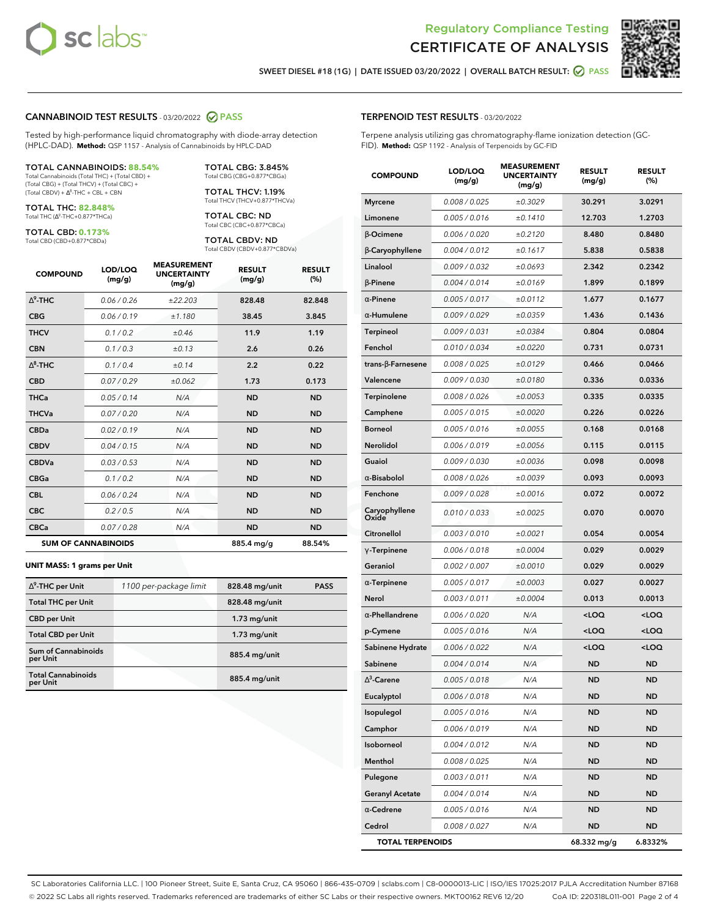# Regulatory Compliance Testing
# CERTIFICATE OF ANALYSIS

SWEET DIESEL #18 (1G) | DATE ISSUED 03/20/2022 | OVERALL BATCH RESULT: PASS

## CANNABINOID TEST RESULTS - 03/20/2022 PASS

Tested by high-performance liquid chromatography with diode-array detection (HPLC-DAD). **Method:** QSP 1157 - Analysis of Cannabinoids by HPLC-DAD

**TOTAL CANNABINOIDS: 88.54%**
Total Cannabinoids (Total THC) + (Total CBD) + (Total CBG) + (Total THCV) + (Total CBC) + (Total CBDV) + $\Delta^8$-THC + CBL + CBN

**TOTAL THC: 82.848%**
Total THC ($\Delta^9$-THC+0.877*THCa)

**TOTAL CBD: 0.173%**
Total CBD (CBD+0.877*CBDa)

**TOTAL CBG: 3.845%**
Total CBG (CBG+0.877*CBGa)

**TOTAL THCV: 1.19%**
Total THCV (THCV+0.877*THCVa)

**TOTAL CBC: ND**
Total CBC (CBC+0.877*CBCa)

**TOTAL CBDV: ND**
Total CBDV (CBDV+0.877*CBDVa)

| COMPOUND | LOD/LOQ (mg/g) | MEASUREMENT UNCERTAINTY (mg/g) | RESULT (mg/g) | RESULT (%) |
|---|---|---|---|---|
| $\Delta^9$-THC | 0.06 / 0.26 | ±22.203 | 828.48 | 82.848 |
| CBG | 0.06 / 0.19 | ±1.180 | 38.45 | 3.845 |
| THCV | 0.1 / 0.2 | ±0.46 | 11.9 | 1.19 |
| CBN | 0.1 / 0.3 | ±0.13 | 2.6 | 0.26 |
| $\Delta^8$-THC | 0.1 / 0.4 | ±0.14 | 2.2 | 0.22 |
| CBD | 0.07 / 0.29 | ±0.062 | 1.73 | 0.173 |
| THCa | 0.05 / 0.14 | N/A | ND | ND |
| THCVa | 0.07 / 0.20 | N/A | ND | ND |
| CBDa | 0.02 / 0.19 | N/A | ND | ND |
| CBDV | 0.04 / 0.15 | N/A | ND | ND |
| CBDVa | 0.03 / 0.53 | N/A | ND | ND |
| CBGa | 0.1 / 0.2 | N/A | ND | ND |
| CBL | 0.06 / 0.24 | N/A | ND | ND |
| CBC | 0.2 / 0.5 | N/A | ND | ND |
| CBCa | 0.07 / 0.28 | N/A | ND | ND |
| **SUM OF CANNABINOIDS** | | | 885.4 mg/g | 88.54% |

### UNIT MASS: 1 grams per Unit

| | | | |
|---|---|---|---|
| $\Delta^9$-THC per Unit | 1100 per-package limit | 828.48 mg/unit | PASS |
| Total THC per Unit | | 828.48 mg/unit | |
| CBD per Unit | | 1.73 mg/unit | |
| Total CBD per Unit | | 1.73 mg/unit | |
| Sum of Cannabinoids per Unit | | 885.4 mg/unit | |
| Total Cannabinoids per Unit | | 885.4 mg/unit | |

## TERPENOID TEST RESULTS - 03/20/2022

Terpene analysis utilizing gas chromatography-flame ionization detection (GC-FID). **Method:** QSP 1192 - Analysis of Terpenoids by GC-FID

| COMPOUND | LOD/LOQ (mg/g) | MEASUREMENT UNCERTAINTY (mg/g) | RESULT (mg/g) | RESULT (%) |
|---|---|---|---|---|
| Myrcene | 0.008 / 0.025 | ±0.3029 | 30.291 | 3.0291 |
| Limonene | 0.005 / 0.016 | ±0.1410 | 12.703 | 1.2703 |
| β-Ocimene | 0.006 / 0.020 | ±0.2120 | 8.480 | 0.8480 |
| β-Caryophyllene | 0.004 / 0.012 | ±0.1617 | 5.838 | 0.5838 |
| Linalool | 0.009 / 0.032 | ±0.0693 | 2.342 | 0.2342 |
| β-Pinene | 0.004 / 0.014 | ±0.0169 | 1.899 | 0.1899 |
| α-Pinene | 0.005 / 0.017 | ±0.0112 | 1.677 | 0.1677 |
| α-Humulene | 0.009 / 0.029 | ±0.0359 | 1.436 | 0.1436 |
| Terpineol | 0.009 / 0.031 | ±0.0384 | 0.804 | 0.0804 |
| Fenchol | 0.010 / 0.034 | ±0.0220 | 0.731 | 0.0731 |
| trans-β-Farnesene | 0.008 / 0.025 | ±0.0129 | 0.466 | 0.0466 |
| Valencene | 0.009 / 0.030 | ±0.0180 | 0.336 | 0.0336 |
| Terpinolene | 0.008 / 0.026 | ±0.0053 | 0.335 | 0.0335 |
| Camphene | 0.005 / 0.015 | ±0.0020 | 0.226 | 0.0226 |
| Borneol | 0.005 / 0.016 | ±0.0055 | 0.168 | 0.0168 |
| Nerolidol | 0.006 / 0.019 | ±0.0056 | 0.115 | 0.0115 |
| Guaiol | 0.009 / 0.030 | ±0.0036 | 0.098 | 0.0098 |
| α-Bisabolol | 0.008 / 0.026 | ±0.0039 | 0.093 | 0.0093 |
| Fenchone | 0.009 / 0.028 | ±0.0016 | 0.072 | 0.0072 |
| Caryophyllene Oxide | 0.010 / 0.033 | ±0.0025 | 0.070 | 0.0070 |
| Citronellol | 0.003 / 0.010 | ±0.0021 | 0.054 | 0.0054 |
| γ-Terpinene | 0.006 / 0.018 | ±0.0004 | 0.029 | 0.0029 |
| Geraniol | 0.002 / 0.007 | ±0.0010 | 0.029 | 0.0029 |
| α-Terpinene | 0.005 / 0.017 | ±0.0003 | 0.027 | 0.0027 |
| Nerol | 0.003 / 0.011 | ±0.0004 | 0.013 | 0.0013 |
| α-Phellandrene | 0.006 / 0.020 | N/A | <LOQ | <LOQ |
| p-Cymene | 0.005 / 0.016 | N/A | <LOQ | <LOQ |
| Sabinene Hydrate | 0.006 / 0.022 | N/A | <LOQ | <LOQ |
| Sabinene | 0.004 / 0.014 | N/A | ND | ND |
| $\Delta^3$-Carene | 0.005 / 0.018 | N/A | ND | ND |
| Eucalyptol | 0.006 / 0.018 | N/A | ND | ND |
| Isopulegol | 0.005 / 0.016 | N/A | ND | ND |
| Camphor | 0.006 / 0.019 | N/A | ND | ND |
| Isoborneol | 0.004 / 0.012 | N/A | ND | ND |
| Menthol | 0.008 / 0.025 | N/A | ND | ND |
| Pulegone | 0.003 / 0.011 | N/A | ND | ND |
| Geranyl Acetate | 0.004 / 0.014 | N/A | ND | ND |
| α-Cedrene | 0.005 / 0.016 | N/A | ND | ND |
| Cedrol | 0.008 / 0.027 | N/A | ND | ND |
| **TOTAL TERPENOIDS** | | | 68.332 mg/g | 6.8332% |

SC Laboratories California LLC. | 100 Pioneer Street, Suite E, Santa Cruz, CA 95060 | 866-435-0709 | sclabs.com | C8-0000013-LIC | ISO/IES 17025:2017 PJLA Accreditation Number 87168
© 2022 SC Labs all rights reserved. Trademarks referenced are trademarks of either SC Labs or their respective owners. MKT00162 REV6 12/20 CoA ID: 220318L011-001